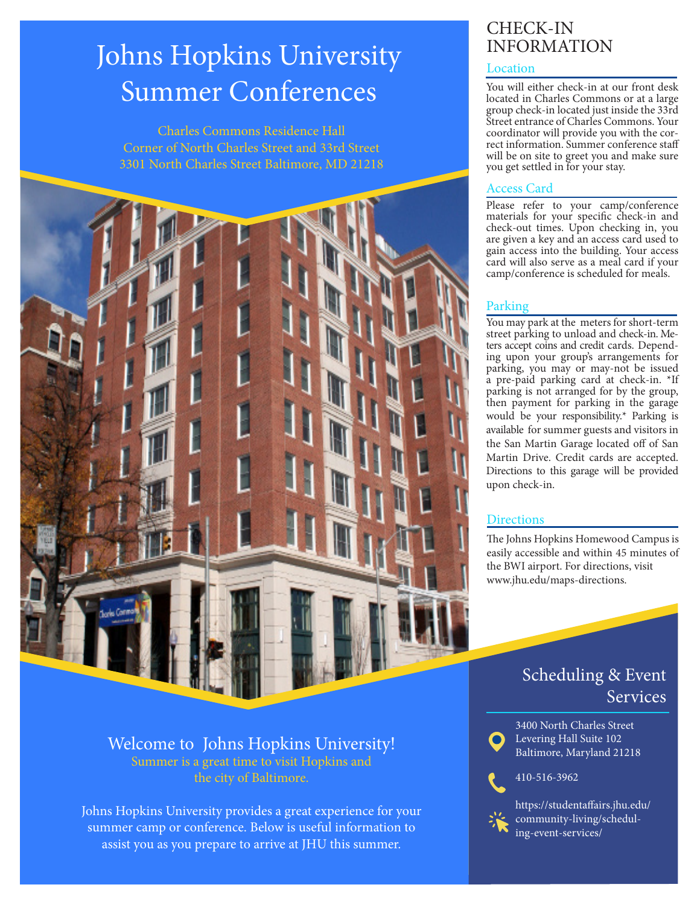# Johns Hopkins University Summer Conferences

Charles Commons Residence Hall
Corner of North Charles Street and 33rd Street
3301 North Charles Street Baltimore, MD 21218

## Welcome to Johns Hopkins University!

Summer is a great time to visit Hopkins and the city of Baltimore.

Johns Hopkins University provides a great experience for your summer camp or conference. Below is useful information to assist you as you prepare to arrive at JHU this summer.

## CHECK-IN INFORMATION

### Location

You will either check-in at our front desk located in Charles Commons or at a large group check-in located just inside the 33rd Street entrance of Charles Commons. Your coordinator will provide you with the correct information. Summer conference staff will be on site to greet you and make sure you get settled in for your stay.

### Access Card

Please refer to your camp/conference materials for your specific check-in and check-out times. Upon checking in, you are given a key and an access card used to gain access into the building. Your access card will also serve as a meal card if your camp/conference is scheduled for meals.

### Parking

You may park at the meters for short-term street parking to unload and check-in. Meters accept coins and credit cards. Depending upon your group's arrangements for parking, you may or may-not be issued a pre-paid parking card at check-in. *If parking is not arranged for by the group, then payment for parking in the garage would be your responsibility.* Parking is available for summer guests and visitors in the San Martin Garage located off of San Martin Drive. Credit cards are accepted. Directions to this garage will be provided upon check-in.

### Directions

The Johns Hopkins Homewood Campus is easily accessible and within 45 minutes of the BWI airport. For directions, visit www.jhu.edu/maps-directions.

## Scheduling & Event Services

3400 North Charles Street
Levering Hall Suite 102
Baltimore, Maryland 21218

410-516-3962

https://studentaffairs.jhu.edu/community-living/scheduling-event-services/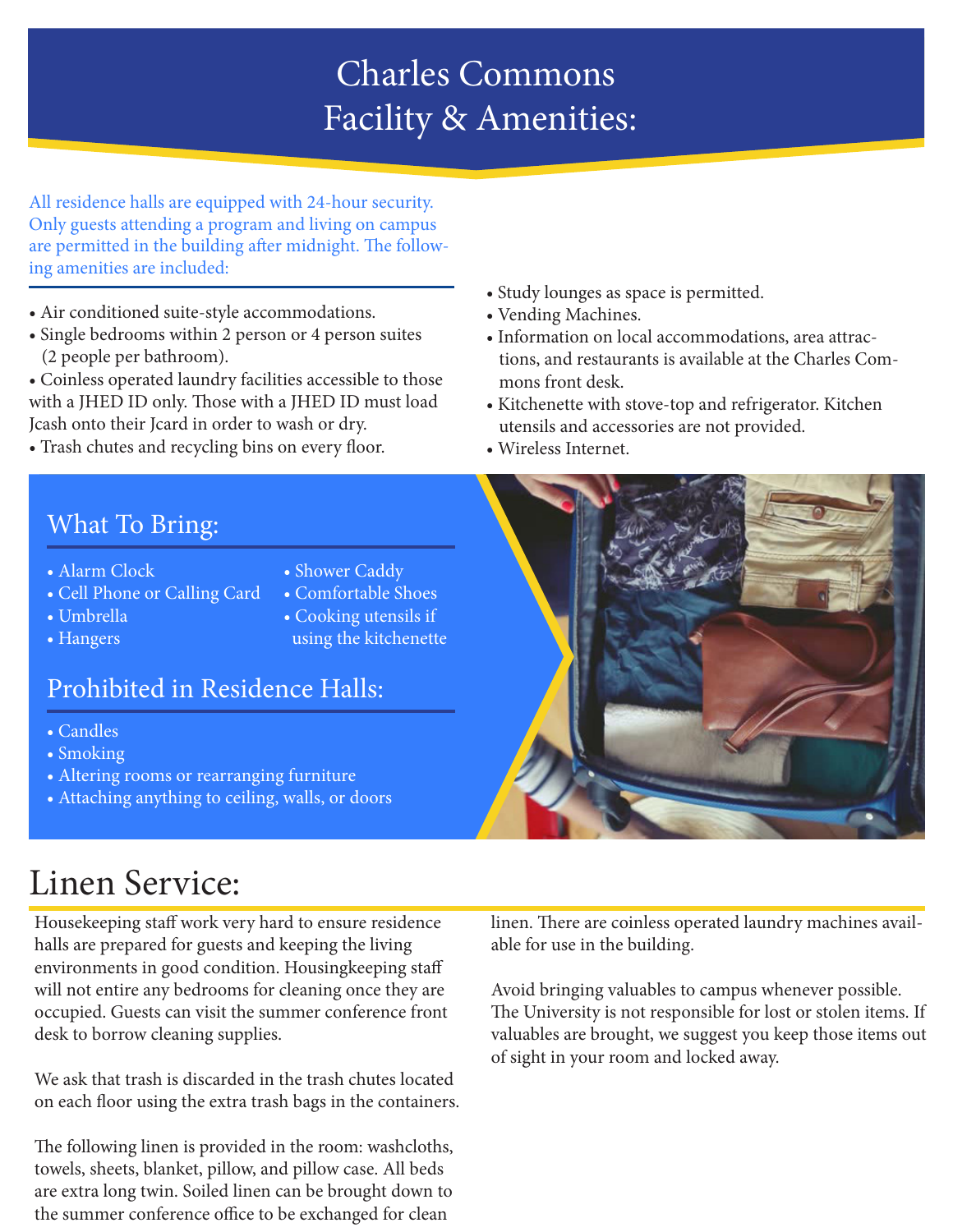# Charles Commons Facility & Amenities:

All residence halls are equipped with 24-hour security. Only guests attending a program and living on campus are permitted in the building after midnight. The following amenities are included:

- Air conditioned suite-style accommodations.
- Single bedrooms within 2 person or 4 person suites (2 people per bathroom).
- Coinless operated laundry facilities accessible to those with a JHED ID only. Those with a JHED ID must load Jcash onto their Jcard in order to wash or dry.
- Trash chutes and recycling bins on every floor.
- Study lounges as space is permitted.
- Vending Machines.
- Information on local accommodations, area attractions, and restaurants is available at the Charles Commons front desk.
- Kitchenette with stove-top and refrigerator. Kitchen utensils and accessories are not provided.
- Wireless Internet.

## What To Bring:

- Alarm Clock
- Cell Phone or Calling Card
- Umbrella
- Hangers
- Shower Caddy
- Comfortable Shoes
- Cooking utensils if using the kitchenette

## Prohibited in Residence Halls:

- Candles
- Smoking
- Altering rooms or rearranging furniture
- Attaching anything to ceiling, walls, or doors

# Linen Service:

Housekeeping staff work very hard to ensure residence halls are prepared for guests and keeping the living environments in good condition. Housingkeeping staff will not entire any bedrooms for cleaning once they are occupied. Guests can visit the summer conference front desk to borrow cleaning supplies.

We ask that trash is discarded in the trash chutes located on each floor using the extra trash bags in the containers.

The following linen is provided in the room: washcloths, towels, sheets, blanket, pillow, and pillow case. All beds are extra long twin. Soiled linen can be brought down to the summer conference office to be exchanged for clean linen. There are coinless operated laundry machines available for use in the building.

Avoid bringing valuables to campus whenever possible. The University is not responsible for lost or stolen items. If valuables are brought, we suggest you keep those items out of sight in your room and locked away.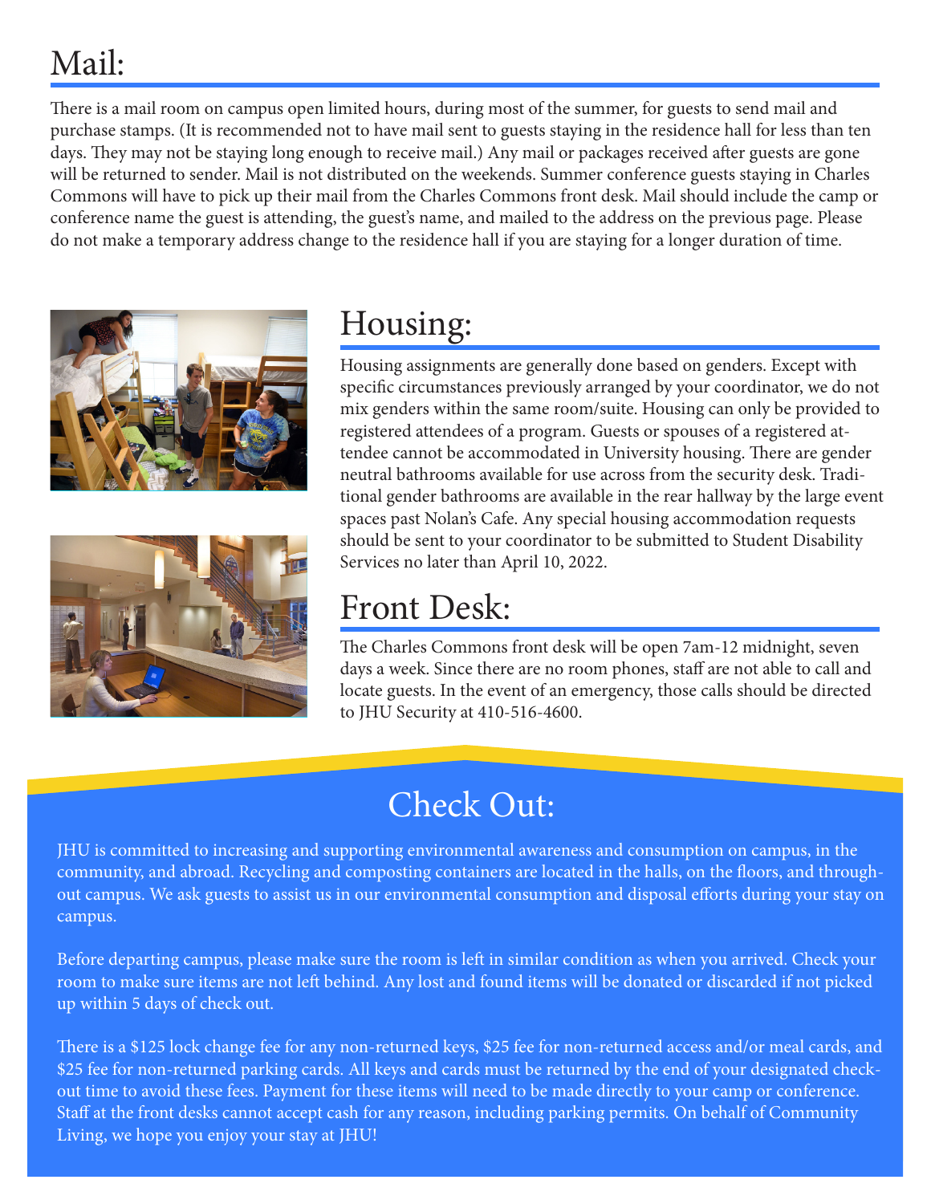# Mail:

There is a mail room on campus open limited hours, during most of the summer, for guests to send mail and purchase stamps. (It is recommended not to have mail sent to guests staying in the residence hall for less than ten days. They may not be staying long enough to receive mail.) Any mail or packages received after guests are gone will be returned to sender. Mail is not distributed on the weekends. Summer conference guests staying in Charles Commons will have to pick up their mail from the Charles Commons front desk. Mail should include the camp or conference name the guest is attending, the guest's name, and mailed to the address on the previous page. Please do not make a temporary address change to the residence hall if you are staying for a longer duration of time.

# Housing:

Housing assignments are generally done based on genders. Except with specific circumstances previously arranged by your coordinator, we do not mix genders within the same room/suite. Housing can only be provided to registered attendees of a program. Guests or spouses of a registered attendee cannot be accommodated in University housing. There are gender neutral bathrooms available for use across from the security desk. Traditional gender bathrooms are available in the rear hallway by the large event spaces past Nolan's Cafe. Any special housing accommodation requests should be sent to your coordinator to be submitted to Student Disability Services no later than April 10, 2022.

# Front Desk:

The Charles Commons front desk will be open 7am-12 midnight, seven days a week. Since there are no room phones, staff are not able to call and locate guests. In the event of an emergency, those calls should be directed to JHU Security at 410-516-4600.

# Check Out:

JHU is committed to increasing and supporting environmental awareness and consumption on campus, in the community, and abroad. Recycling and composting containers are located in the halls, on the floors, and throughout campus. We ask guests to assist us in our environmental consumption and disposal efforts during your stay on campus.

Before departing campus, please make sure the room is left in similar condition as when you arrived. Check your room to make sure items are not left behind. Any lost and found items will be donated or discarded if not picked up within 5 days of check out.

There is a $125 lock change fee for any non-returned keys, $25 fee for non-returned access and/or meal cards, and $25 fee for non-returned parking cards. All keys and cards must be returned by the end of your designated check-out time to avoid these fees. Payment for these items will need to be made directly to your camp or conference. Staff at the front desks cannot accept cash for any reason, including parking permits. On behalf of Community Living, we hope you enjoy your stay at JHU!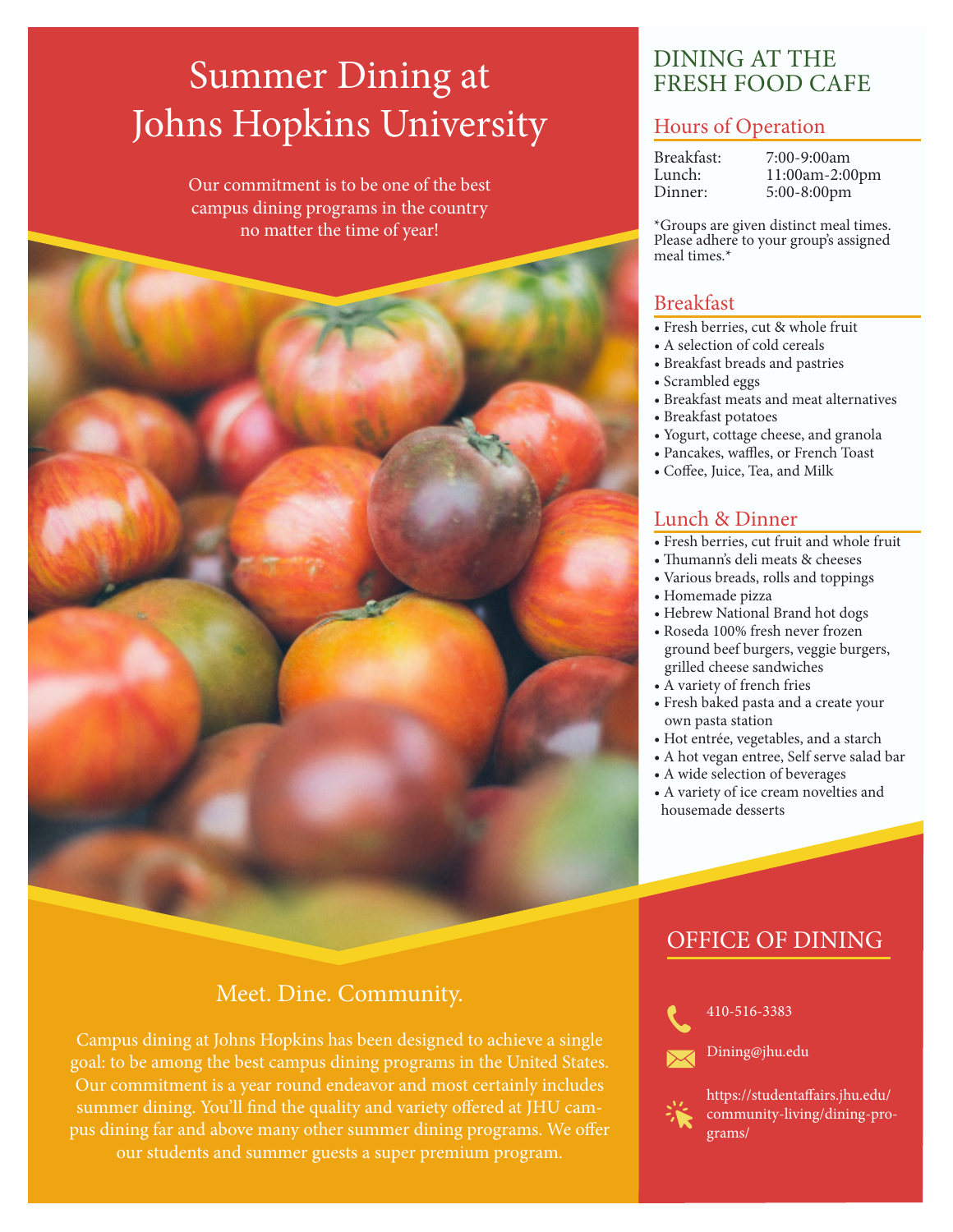# Summary Dining at Johns Hopkins University

Our commitment is to be one of the best campus dining programs in the country no matter the time of year!

## Meet. Dine. Community.

Campus dining at Johns Hopkins has been designed to achieve a single goal: to be among the best campus dining programs in the United States. Our commitment is a year round endeavor and most certainly includes summer dining. You'll find the quality and variety offered at JHU campus dining far and above many other summer dining programs. We offer our students and summer guests a super premium program.

## DINING AT THE FRESH FOOD CAFE

### Hours of Operation

| | |
|---|---|
| Breakfast: | 7:00-9:00am |
| Lunch: | 11:00am-2:00pm |
| Dinner: | 5:00-8:00pm |

*Groups are given distinct meal times. Please adhere to your group's assigned meal times.*

### Breakfast

- Fresh berries, cut & whole fruit
- A selection of cold cereals
- Breakfast breads and pastries
- Scrambled eggs
- Breakfast meats and meat alternatives
- Breakfast potatoes
- Yogurt, cottage cheese, and granola
- Pancakes, waffles, or French Toast
- Coffee, Juice, Tea, and Milk

### Lunch & Dinner

- Fresh berries, cut fruit and whole fruit
- Thumann's deli meats & cheeses
- Various breads, rolls and toppings
- Homemade pizza
- Hebrew National Brand hot dogs
- Roseda 100% fresh never frozen ground beef burgers, veggie burgers, grilled cheese sandwiches
- A variety of french fries
- Fresh baked pasta and a create your own pasta station
- Hot entrée, vegetables, and a starch
- A hot vegan entree, Self serve salad bar
- A wide selection of beverages
- A variety of ice cream novelties and housemade desserts

## OFFICE OF DINING

410-516-3383

Dining@jhu.edu

https://studentaffairs.jhu.edu/community-living/dining-programs/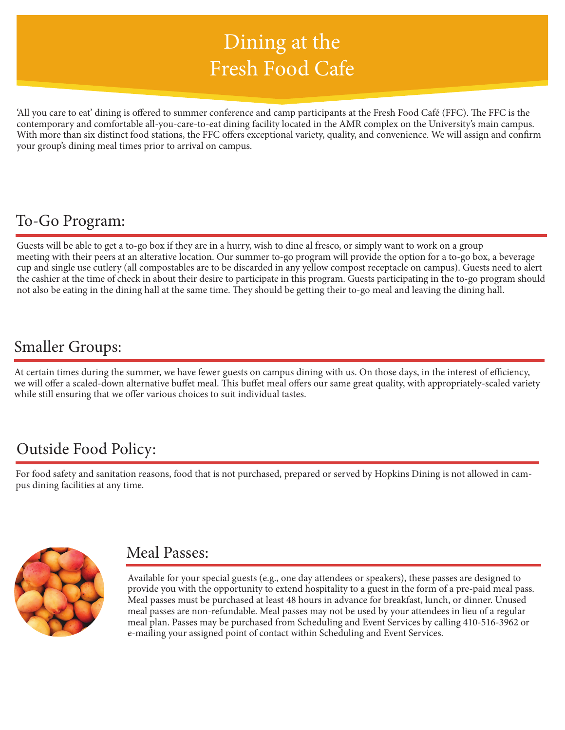# Dining at the Fresh Food Cafe

'All you care to eat' dining is offered to summer conference and camp participants at the Fresh Food Café (FFC). The FFC is the contemporary and comfortable all-you-care-to-eat dining facility located in the AMR complex on the University's main campus. With more than six distinct food stations, the FFC offers exceptional variety, quality, and convenience. We will assign and confirm your group's dining meal times prior to arrival on campus.

## To-Go Program:

Guests will be able to get a to-go box if they are in a hurry, wish to dine al fresco, or simply want to work on a group meeting with their peers at an alterative location. Our summer to-go program will provide the option for a to-go box, a beverage cup and single use cutlery (all compostables are to be discarded in any yellow compost receptacle on campus). Guests need to alert the cashier at the time of check in about their desire to participate in this program. Guests participating in the to-go program should not also be eating in the dining hall at the same time. They should be getting their to-go meal and leaving the dining hall.

## Smaller Groups:

At certain times during the summer, we have fewer guests on campus dining with us. On those days, in the interest of efficiency, we will offer a scaled-down alternative buffet meal. This buffet meal offers our same great quality, with appropriately-scaled variety while still ensuring that we offer various choices to suit individual tastes.

## Outside Food Policy:

For food safety and sanitation reasons, food that is not purchased, prepared or served by Hopkins Dining is not allowed in campus dining facilities at any time.

## Meal Passes:

Available for your special guests (e.g., one day attendees or speakers), these passes are designed to provide you with the opportunity to extend hospitality to a guest in the form of a pre-paid meal pass. Meal passes must be purchased at least 48 hours in advance for breakfast, lunch, or dinner. Unused meal passes are non-refundable. Meal passes may not be used by your attendees in lieu of a regular meal plan. Passes may be purchased from Scheduling and Event Services by calling 410-516-3962 or e-mailing your assigned point of contact within Scheduling and Event Services.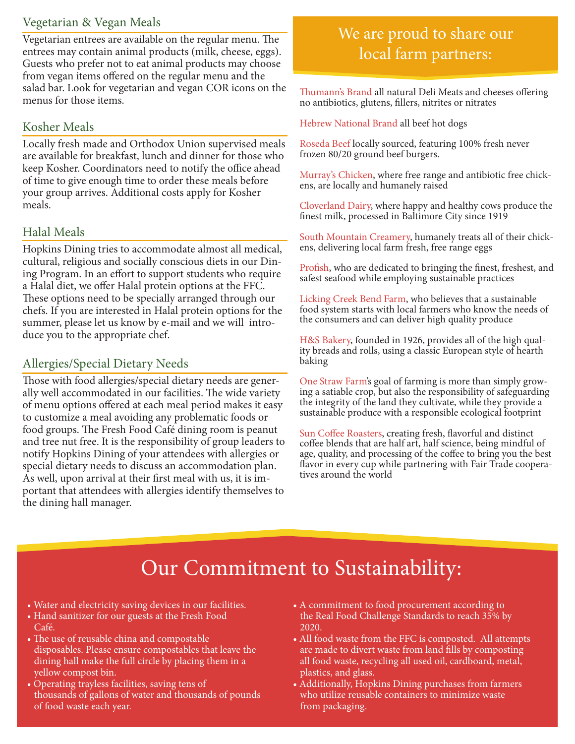## Vegetarian & Vegan Meals

Vegetarian entrees are available on the regular menu. The entrees may contain animal products (milk, cheese, eggs). Guests who prefer not to eat animal products may choose from vegan items offered on the regular menu and the salad bar. Look for vegetarian and vegan COR icons on the menus for those items.

## Kosher Meals

Locally fresh made and Orthodox Union supervised meals are available for breakfast, lunch and dinner for those who keep Kosher. Coordinators need to notify the office ahead of time to give enough time to order these meals before your group arrives. Additional costs apply for Kosher meals.

## Halal Meals

Hopkins Dining tries to accommodate almost all medical, cultural, religious and socially conscious diets in our Dining Program. In an effort to support students who require a Halal diet, we offer Halal protein options at the FFC. These options need to be specially arranged through our chefs. If you are interested in Halal protein options for the summer, please let us know by e-mail and we will introduce you to the appropriate chef.

## Allergies/Special Dietary Needs

Those with food allergies/special dietary needs are generally well accommodated in our facilities. The wide variety of menu options offered at each meal period makes it easy to customize a meal avoiding any problematic foods or food groups. The Fresh Food Café dining room is peanut and tree nut free. It is the responsibility of group leaders to notify Hopkins Dining of your attendees with allergies or special dietary needs to discuss an accommodation plan. As well, upon arrival at their first meal with us, it is important that attendees with allergies identify themselves to the dining hall manager.

## We are proud to share our local farm partners:

Thumann's Brand all natural Deli Meats and cheeses offering no antibiotics, glutens, fillers, nitrites or nitrates

Hebrew National Brand all beef hot dogs

Roseda Beef locally sourced, featuring 100% fresh never frozen 80/20 ground beef burgers.

Murray's Chicken, where free range and antibiotic free chickens, are locally and humanely raised

Cloverland Dairy, where happy and healthy cows produce the finest milk, processed in Baltimore City since 1919

South Mountain Creamery, humanely treats all of their chickens, delivering local farm fresh, free range eggs

Profish, who are dedicated to bringing the finest, freshest, and safest seafood while employing sustainable practices

Licking Creek Bend Farm, who believes that a sustainable food system starts with local farmers who know the needs of the consumers and can deliver high quality produce

H&S Bakery, founded in 1926, provides all of the high quality breads and rolls, using a classic European style of hearth baking

One Straw Farm's goal of farming is more than simply growing a satiable crop, but also the responsibility of safeguarding the integrity of the land they cultivate, while they provide a sustainable produce with a responsible ecological footprint

Sun Coffee Roasters, creating fresh, flavorful and distinct coffee blends that are half art, half science, being mindful of age, quality, and processing of the coffee to bring you the best flavor in every cup while partnering with Fair Trade cooperatives around the world

## Our Commitment to Sustainability:

- Water and electricity saving devices in our facilities.
- Hand sanitizer for our guests at the Fresh Food Café.
- The use of reusable china and compostable disposables. Please ensure compostables that leave the dining hall make the full circle by placing them in a yellow compost bin.
- Operating trayless facilities, saving tens of thousands of gallons of water and thousands of pounds of food waste each year.
- A commitment to food procurement according to the Real Food Challenge Standards to reach 35% by 2020.
- All food waste from the FFC is composted. All attempts are made to divert waste from land fills by composting all food waste, recycling all used oil, cardboard, metal, plastics, and glass.
- Additionally, Hopkins Dining purchases from farmers who utilize reusable containers to minimize waste from packaging.